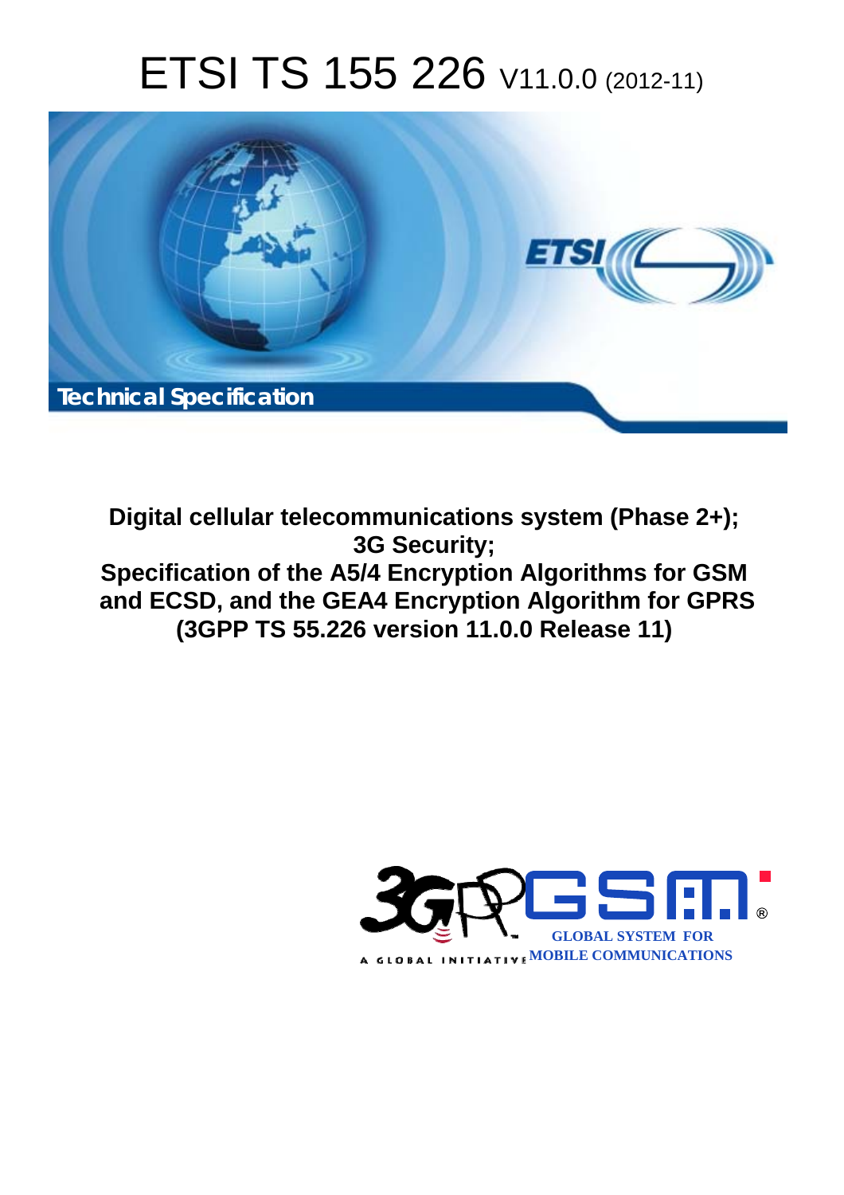# ETSI TS 155 226 V11.0.0 (2012-11)

Technical Specification

**Digital cellular telecommunications system (Phase 2+); 3G Security; Specification of the A5/4 Encryption Algorithms for GSM and ECSD, and the GEA4 Encryption Algorithm for GPRS (3GPP TS 55.226 version 11.0.0 Release 11)**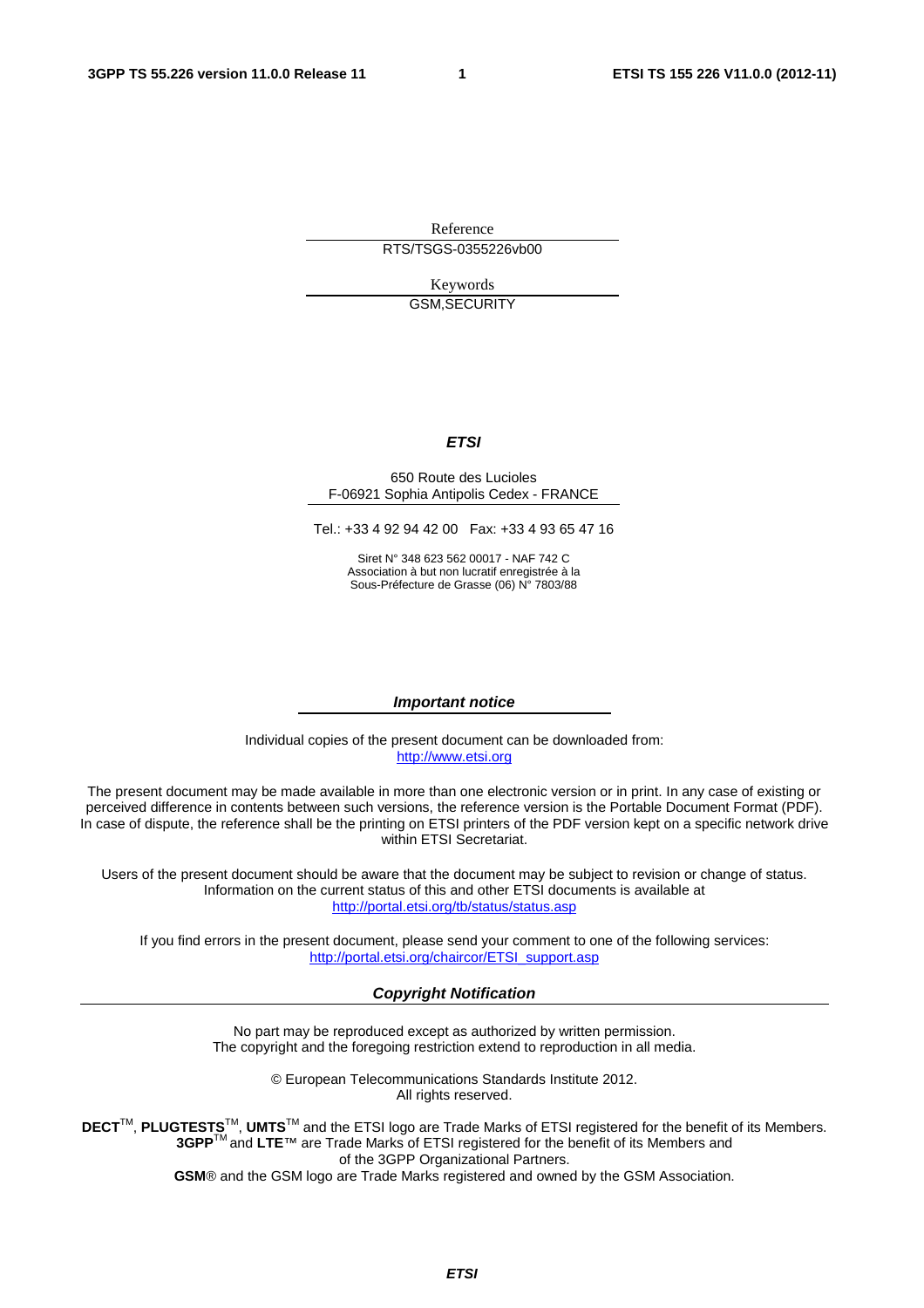Reference

RTS/TSGS-0355226vb00

Keywords

GSM,SECURITY

***ETSI***

650 Route des Lucioles
F-06921 Sophia Antipolis Cedex - FRANCE

Tel.: +33 4 92 94 42 00 Fax: +33 4 93 65 47 16

Siret N° 348 623 562 00017 - NAF 742 C
Association à but non lucratif enregistrée à la
Sous-Préfecture de Grasse (06) N° 7803/88

***Important notice***

Individual copies of the present document can be downloaded from:
http://www.etsi.org

The present document may be made available in more than one electronic version or in print. In any case of existing or perceived difference in contents between such versions, the reference version is the Portable Document Format (PDF). In case of dispute, the reference shall be the printing on ETSI printers of the PDF version kept on a specific network drive within ETSI Secretariat.

Users of the present document should be aware that the document may be subject to revision or change of status. Information on the current status of this and other ETSI documents is available at
http://portal.etsi.org/tb/status/status.asp

If you find errors in the present document, please send your comment to one of the following services:
http://portal.etsi.org/chaircor/ETSI_support.asp

***Copyright Notification***

No part may be reproduced except as authorized by written permission.
The copyright and the foregoing restriction extend to reproduction in all media.

© European Telecommunications Standards Institute 2012.
All rights reserved.

**DECT**™, **PLUGTESTS**™, **UMTS**™ and the ETSI logo are Trade Marks of ETSI registered for the benefit of its Members.
**3GPP**™ and **LTE**™ are Trade Marks of ETSI registered for the benefit of its Members and of the 3GPP Organizational Partners.
**GSM**® and the GSM logo are Trade Marks registered and owned by the GSM Association.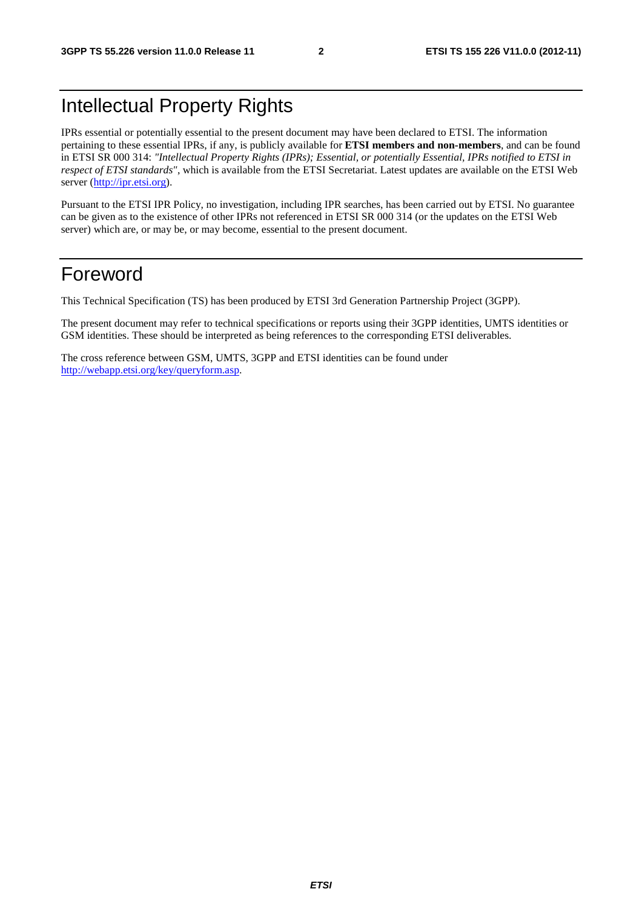# Intellectual Property Rights

IPRs essential or potentially essential to the present document may have been declared to ETSI. The information pertaining to these essential IPRs, if any, is publicly available for **ETSI members and non-members**, and can be found in ETSI SR 000 314: *"Intellectual Property Rights (IPRs); Essential, or potentially Essential, IPRs notified to ETSI in respect of ETSI standards"*, which is available from the ETSI Secretariat. Latest updates are available on the ETSI Web server (http://ipr.etsi.org).

Pursuant to the ETSI IPR Policy, no investigation, including IPR searches, has been carried out by ETSI. No guarantee can be given as to the existence of other IPRs not referenced in ETSI SR 000 314 (or the updates on the ETSI Web server) which are, or may be, or may become, essential to the present document.

# Foreword

This Technical Specification (TS) has been produced by ETSI 3rd Generation Partnership Project (3GPP).

The present document may refer to technical specifications or reports using their 3GPP identities, UMTS identities or GSM identities. These should be interpreted as being references to the corresponding ETSI deliverables.

The cross reference between GSM, UMTS, 3GPP and ETSI identities can be found under http://webapp.etsi.org/key/queryform.asp.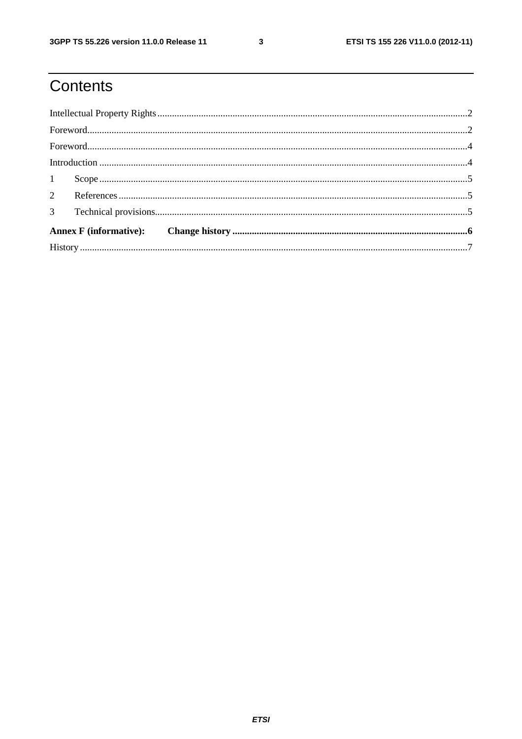# Contents

Intellectual Property Rights ........................................................................................................................... 2

Foreword ........................................................................................................................................................ 2

Foreword ........................................................................................................................................................ 4

Introduction .................................................................................................................................................... 4

1 Scope ........................................................................................................................................................... 5

2 References .................................................................................................................................................. 5

3 Technical provisions ................................................................................................................................... 5

**Annex F (informative): Change history .......................................................................................................... 6**

History ........................................................................................................................................................... 7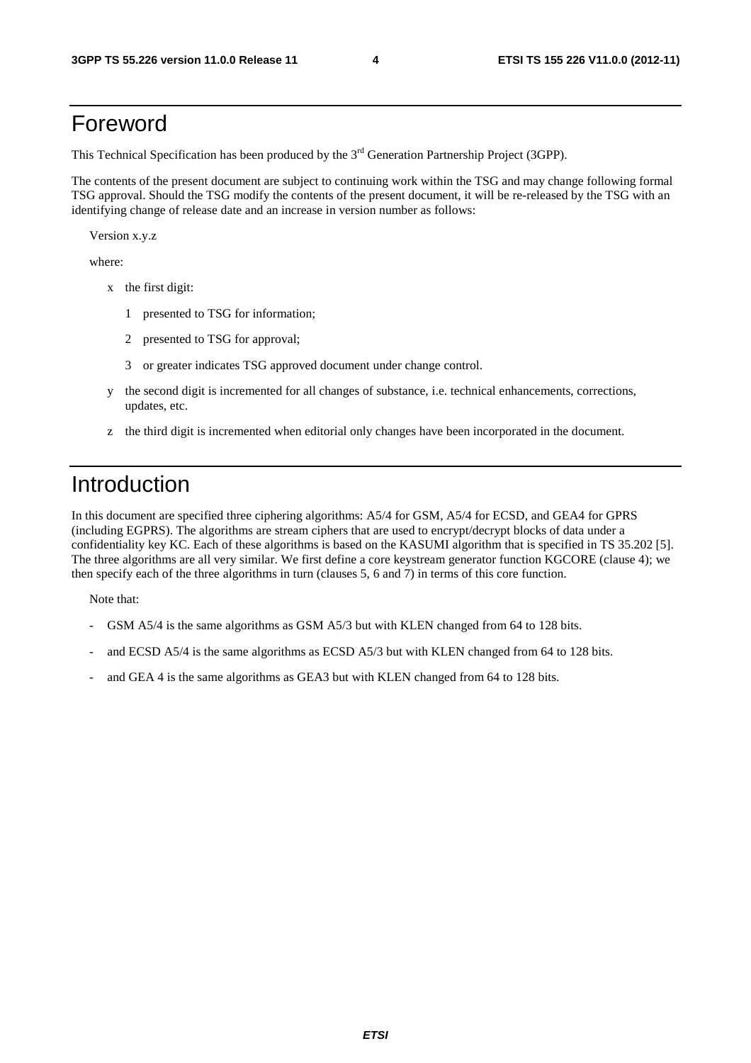# Foreword

This Technical Specification has been produced by the 3rd Generation Partnership Project (3GPP).

The contents of the present document are subject to continuing work within the TSG and may change following formal TSG approval. Should the TSG modify the contents of the present document, it will be re-released by the TSG with an identifying change of release date and an increase in version number as follows:

Version x.y.z

where:

- x the first digit:
  - 1 presented to TSG for information;
  - 2 presented to TSG for approval;
  - 3 or greater indicates TSG approved document under change control.
- y the second digit is incremented for all changes of substance, i.e. technical enhancements, corrections, updates, etc.
- z the third digit is incremented when editorial only changes have been incorporated in the document.

# Introduction

In this document are specified three ciphering algorithms: A5/4 for GSM, A5/4 for ECSD, and GEA4 for GPRS (including EGPRS). The algorithms are stream ciphers that are used to encrypt/decrypt blocks of data under a confidentiality key KC. Each of these algorithms is based on the KASUMI algorithm that is specified in TS 35.202 [5]. The three algorithms are all very similar. We first define a core keystream generator function KGCORE (clause 4); we then specify each of the three algorithms in turn (clauses 5, 6 and 7) in terms of this core function.

Note that:

- GSM A5/4 is the same algorithms as GSM A5/3 but with KLEN changed from 64 to 128 bits.
- and ECSD A5/4 is the same algorithms as ECSD A5/3 but with KLEN changed from 64 to 128 bits.
- and GEA 4 is the same algorithms as GEA3 but with KLEN changed from 64 to 128 bits.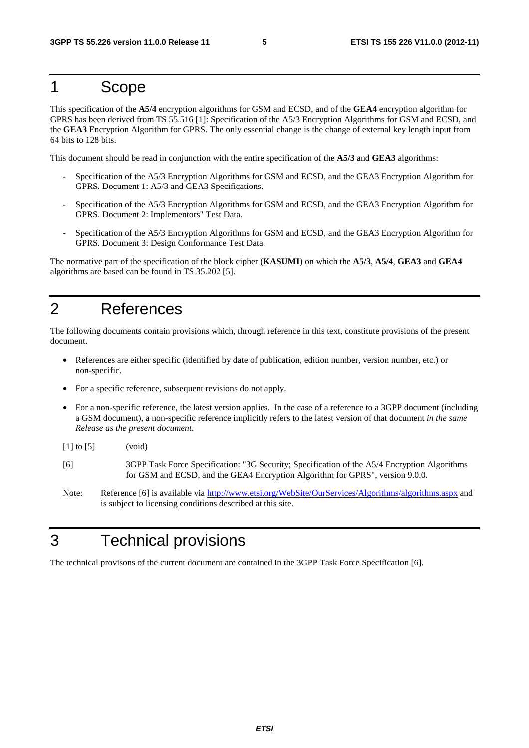# 1 Scope

This specification of the **A5/4** encryption algorithms for GSM and ECSD, and of the **GEA4** encryption algorithm for GPRS has been derived from TS 55.516 [1]: Specification of the A5/3 Encryption Algorithms for GSM and ECSD, and the **GEA3** Encryption Algorithm for GPRS. The only essential change is the change of external key length input from 64 bits to 128 bits.

This document should be read in conjunction with the entire specification of the **A5/3** and **GEA3** algorithms:

- Specification of the A5/3 Encryption Algorithms for GSM and ECSD, and the GEA3 Encryption Algorithm for GPRS. Document 1: A5/3 and GEA3 Specifications.
- Specification of the A5/3 Encryption Algorithms for GSM and ECSD, and the GEA3 Encryption Algorithm for GPRS. Document 2: Implementors" Test Data.
- Specification of the A5/3 Encryption Algorithms for GSM and ECSD, and the GEA3 Encryption Algorithm for GPRS. Document 3: Design Conformance Test Data.

The normative part of the specification of the block cipher (**KASUMI**) on which the **A5/3**, **A5/4**, **GEA3** and **GEA4** algorithms are based can be found in TS 35.202 [5].

# 2 References

The following documents contain provisions which, through reference in this text, constitute provisions of the present document.

- References are either specific (identified by date of publication, edition number, version number, etc.) or non-specific.
- For a specific reference, subsequent revisions do not apply.
- For a non-specific reference, the latest version applies. In the case of a reference to a 3GPP document (including a GSM document), a non-specific reference implicitly refers to the latest version of that document *in the same Release as the present document*.

[1] to [5] (void)

[6] 3GPP Task Force Specification: "3G Security; Specification of the A5/4 Encryption Algorithms for GSM and ECSD, and the GEA4 Encryption Algorithm for GPRS", version 9.0.0.

Note: Reference [6] is available via http://www.etsi.org/WebSite/OurServices/Algorithms/algorithms.aspx and is subject to licensing conditions described at this site.

# 3 Technical provisions

The technical provisons of the current document are contained in the 3GPP Task Force Specification [6].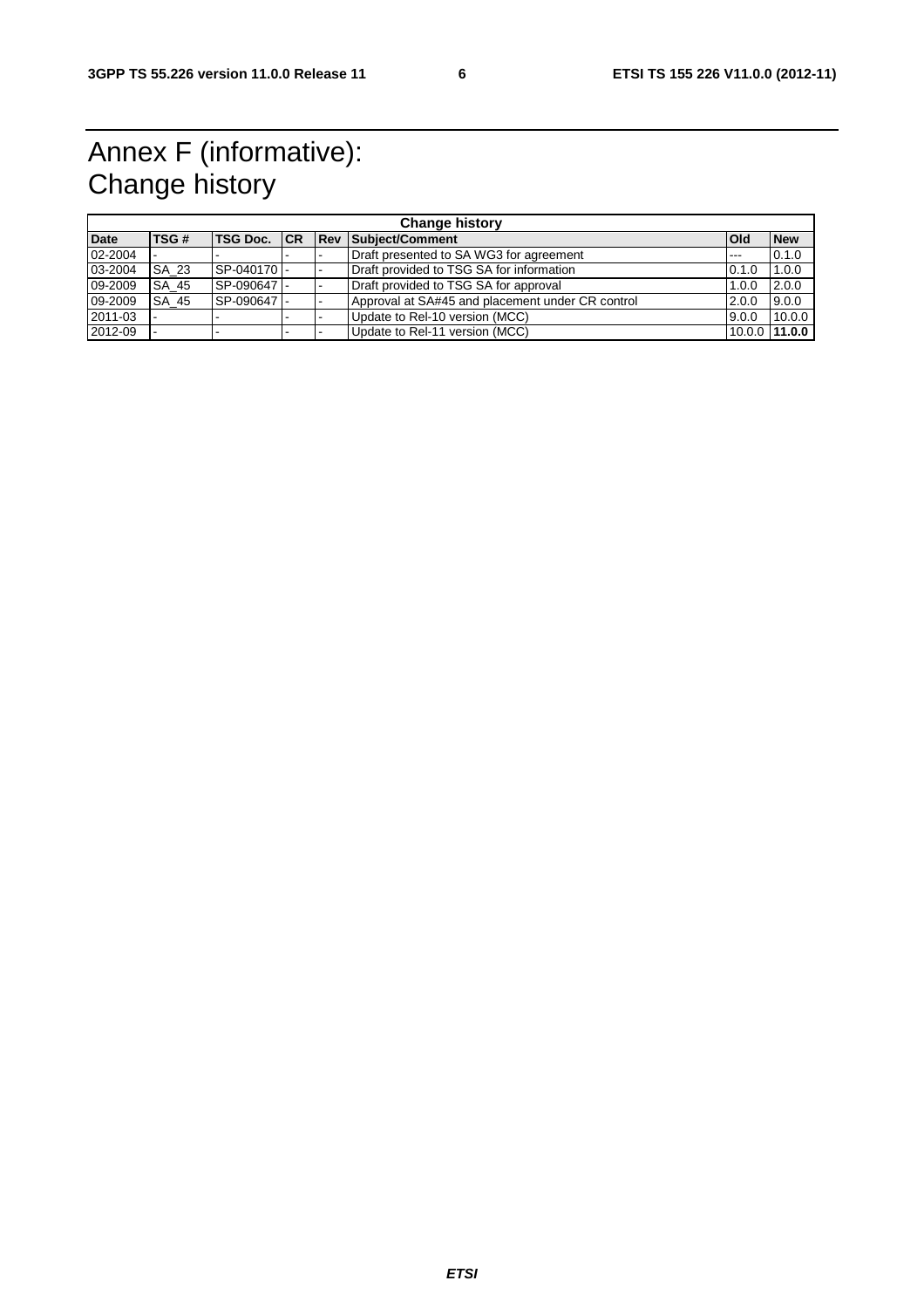# Annex F (informative): Change history

| Change history | | | | | | | |
|---|---|---|---|---|---|---|---|
| **Date** | **TSG #** | **TSG Doc.** | **CR** | **Rev** | **Subject/Comment** | **Old** | **New** |
| 02-2004 | - | - | - | - | Draft presented to SA WG3 for agreement | --- | 0.1.0 |
| 03-2004 | SA_23 | SP-040170 | - | - | Draft provided to TSG SA for information | 0.1.0 | 1.0.0 |
| 09-2009 | SA_45 | SP-090647 | - | - | Draft provided to TSG SA for approval | 1.0.0 | 2.0.0 |
| 09-2009 | SA_45 | SP-090647 | - | - | Approval at SA#45 and placement under CR control | 2.0.0 | 9.0.0 |
| 2011-03 | - | - | - | - | Update to Rel-10 version (MCC) | 9.0.0 | 10.0.0 |
| 2012-09 | - | - | - | - | Update to Rel-11 version (MCC) | 10.0.0 | **11.0.0** |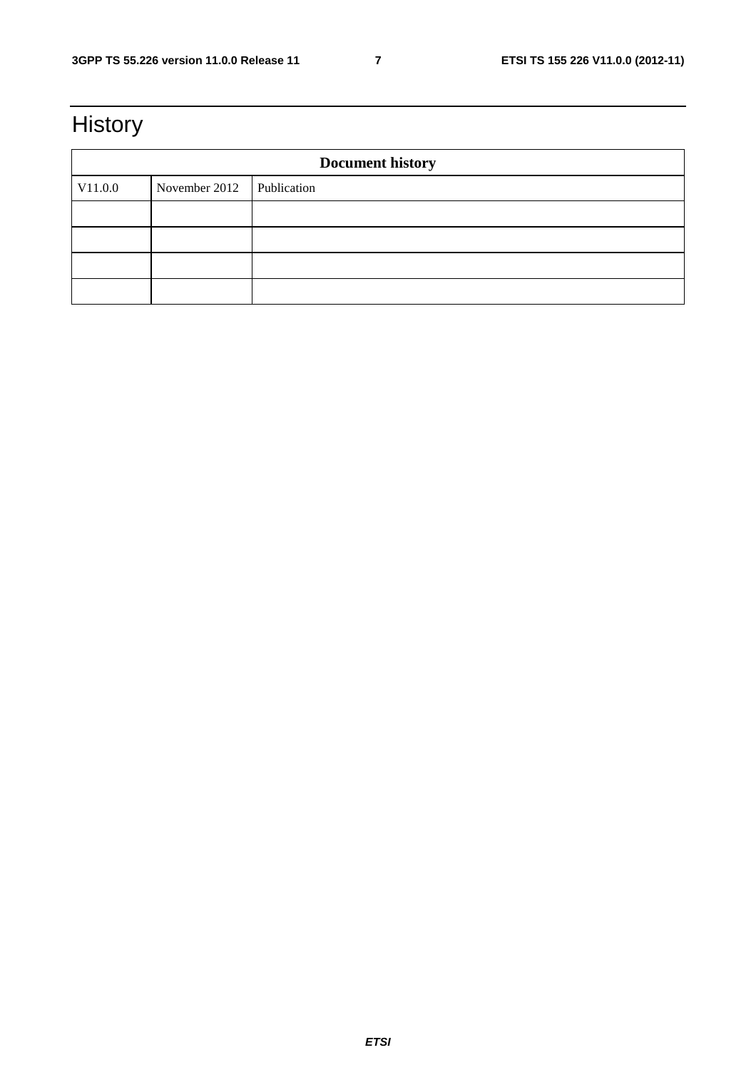# History

| Document history | | |
|---|---|---|
| V11.0.0 | November 2012 | Publication |
| | | |
| | | |
| | | |
| | | |